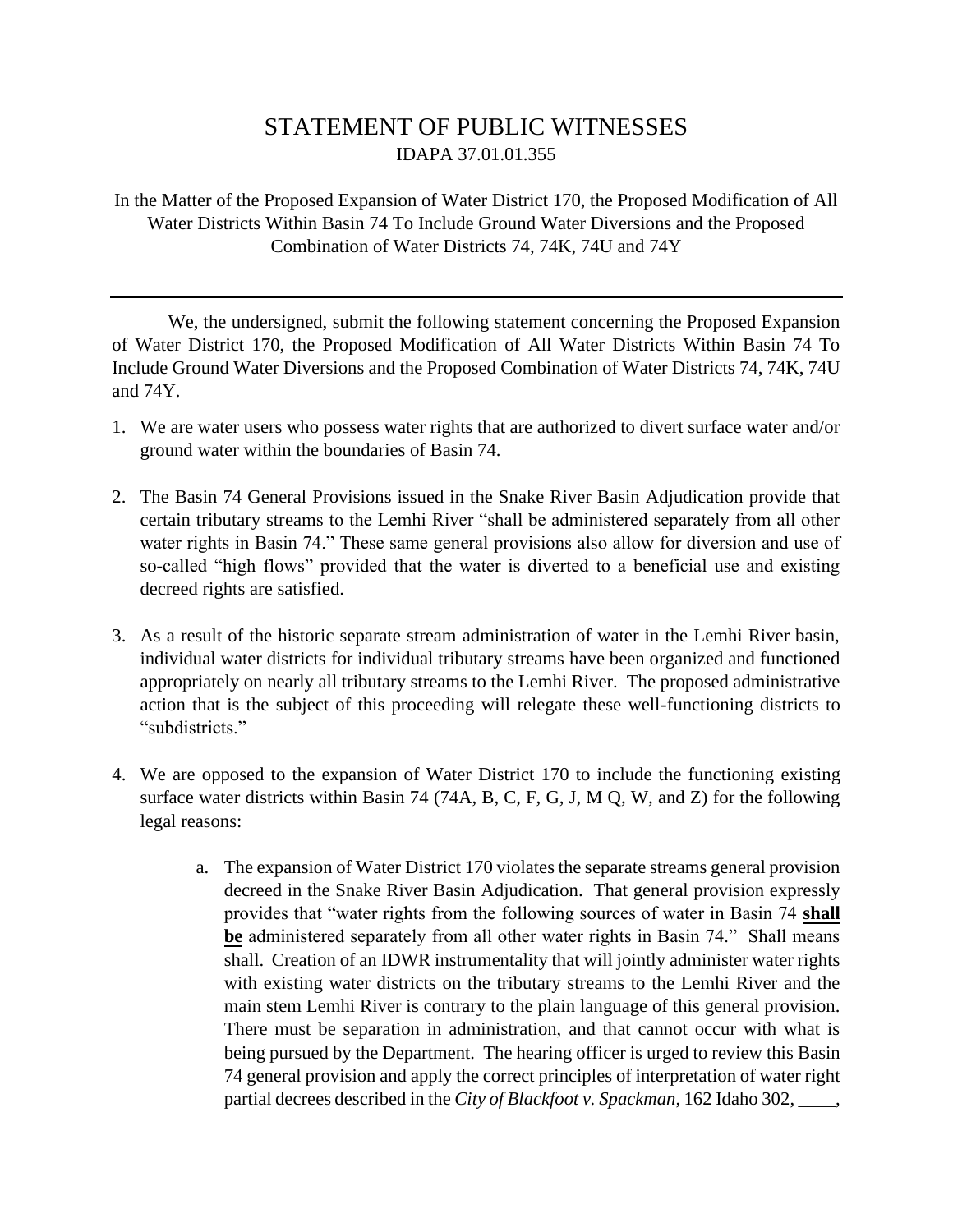# STATEMENT OF PUBLIC WITNESSES

IDAPA 37.01.01.355

In the Matter of the Proposed Expansion of Water District 170, the Proposed Modification of All Water Districts Within Basin 74 To Include Ground Water Diversions and the Proposed Combination of Water Districts 74, 74K, 74U and 74Y

---

We, the undersigned, submit the following statement concerning the Proposed Expansion of Water District 170, the Proposed Modification of All Water Districts Within Basin 74 To Include Ground Water Diversions and the Proposed Combination of Water Districts 74, 74K, 74U and 74Y.

1. We are water users who possess water rights that are authorized to divert surface water and/or ground water within the boundaries of Basin 74.

2. The Basin 74 General Provisions issued in the Snake River Basin Adjudication provide that certain tributary streams to the Lemhi River "shall be administered separately from all other water rights in Basin 74." These same general provisions also allow for diversion and use of so-called "high flows" provided that the water is diverted to a beneficial use and existing decreed rights are satisfied.

3. As a result of the historic separate stream administration of water in the Lemhi River basin, individual water districts for individual tributary streams have been organized and functioned appropriately on nearly all tributary streams to the Lemhi River. The proposed administrative action that is the subject of this proceeding will relegate these well-functioning districts to "subdistricts."

4. We are opposed to the expansion of Water District 170 to include the functioning existing surface water districts within Basin 74 (74A, B, C, F, G, J, M Q, W, and Z) for the following legal reasons:

    a. The expansion of Water District 170 violates the separate streams general provision decreed in the Snake River Basin Adjudication. That general provision expressly provides that "water rights from the following sources of water in Basin 74 **shall be** administered separately from all other water rights in Basin 74." Shall means shall. Creation of an IDWR instrumentality that will jointly administer water rights with existing water districts on the tributary streams to the Lemhi River and the main stem Lemhi River is contrary to the plain language of this general provision. There must be separation in administration, and that cannot occur with what is being pursued by the Department. The hearing officer is urged to review this Basin 74 general provision and apply the correct principles of interpretation of water right partial decrees described in the *City of Blackfoot v. Spackman*, 162 Idaho 302, ____,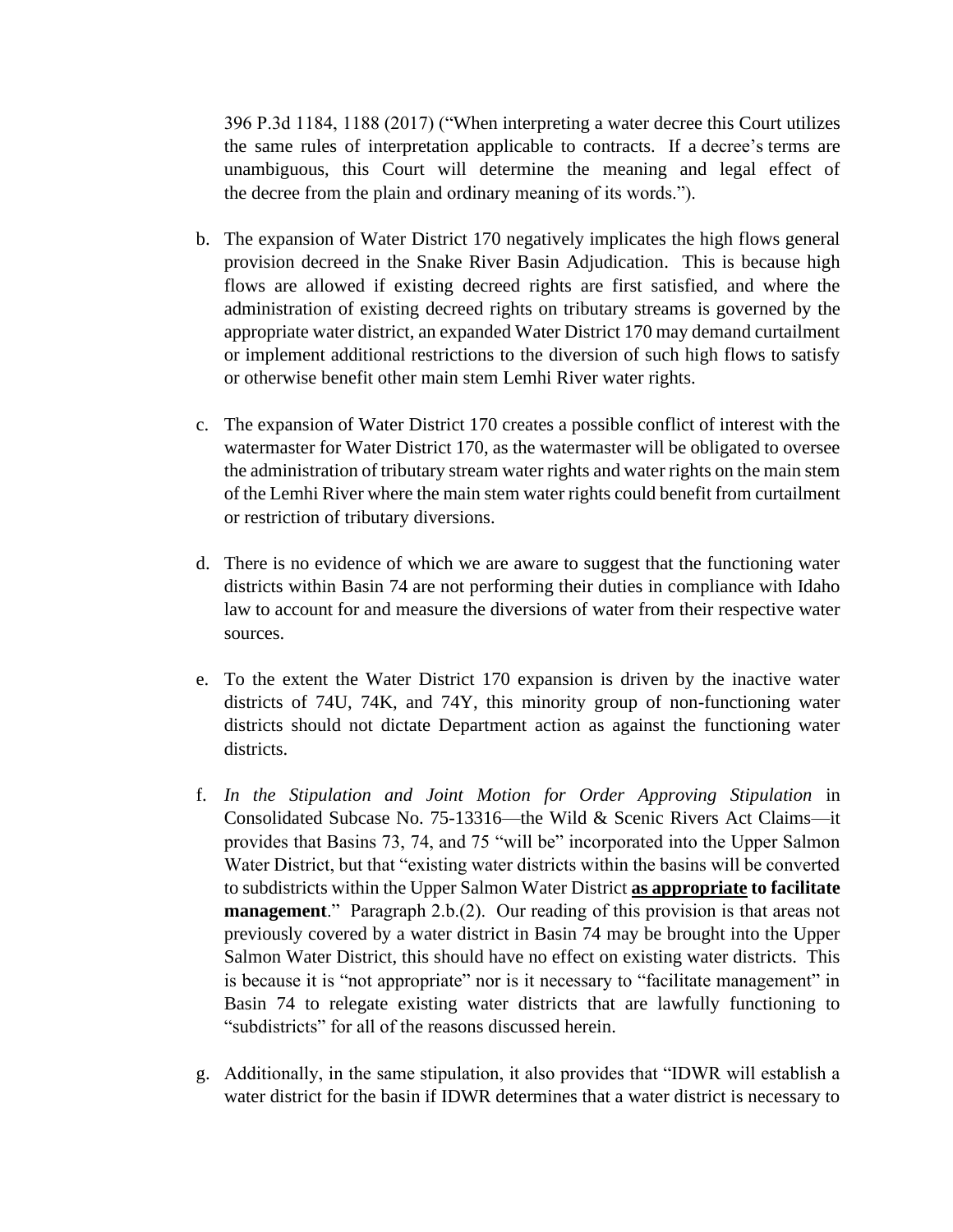396 P.3d 1184, 1188 (2017) ("When interpreting a water decree this Court utilizes the same rules of interpretation applicable to contracts. If a decree's terms are unambiguous, this Court will determine the meaning and legal effect of the decree from the plain and ordinary meaning of its words.").

b. The expansion of Water District 170 negatively implicates the high flows general provision decreed in the Snake River Basin Adjudication. This is because high flows are allowed if existing decreed rights are first satisfied, and where the administration of existing decreed rights on tributary streams is governed by the appropriate water district, an expanded Water District 170 may demand curtailment or implement additional restrictions to the diversion of such high flows to satisfy or otherwise benefit other main stem Lemhi River water rights.

c. The expansion of Water District 170 creates a possible conflict of interest with the watermaster for Water District 170, as the watermaster will be obligated to oversee the administration of tributary stream water rights and water rights on the main stem of the Lemhi River where the main stem water rights could benefit from curtailment or restriction of tributary diversions.

d. There is no evidence of which we are aware to suggest that the functioning water districts within Basin 74 are not performing their duties in compliance with Idaho law to account for and measure the diversions of water from their respective water sources.

e. To the extent the Water District 170 expansion is driven by the inactive water districts of 74U, 74K, and 74Y, this minority group of non-functioning water districts should not dictate Department action as against the functioning water districts.

f. *In the Stipulation and Joint Motion for Order Approving Stipulation* in Consolidated Subcase No. 75-13316—the Wild & Scenic Rivers Act Claims—it provides that Basins 73, 74, and 75 "will be" incorporated into the Upper Salmon Water District, but that "existing water districts within the basins will be converted to subdistricts within the Upper Salmon Water District **as appropriate to facilitate management**." Paragraph 2.b.(2). Our reading of this provision is that areas not previously covered by a water district in Basin 74 may be brought into the Upper Salmon Water District, this should have no effect on existing water districts. This is because it is "not appropriate" nor is it necessary to "facilitate management" in Basin 74 to relegate existing water districts that are lawfully functioning to "subdistricts" for all of the reasons discussed herein.

g. Additionally, in the same stipulation, it also provides that "IDWR will establish a water district for the basin if IDWR determines that a water district is necessary to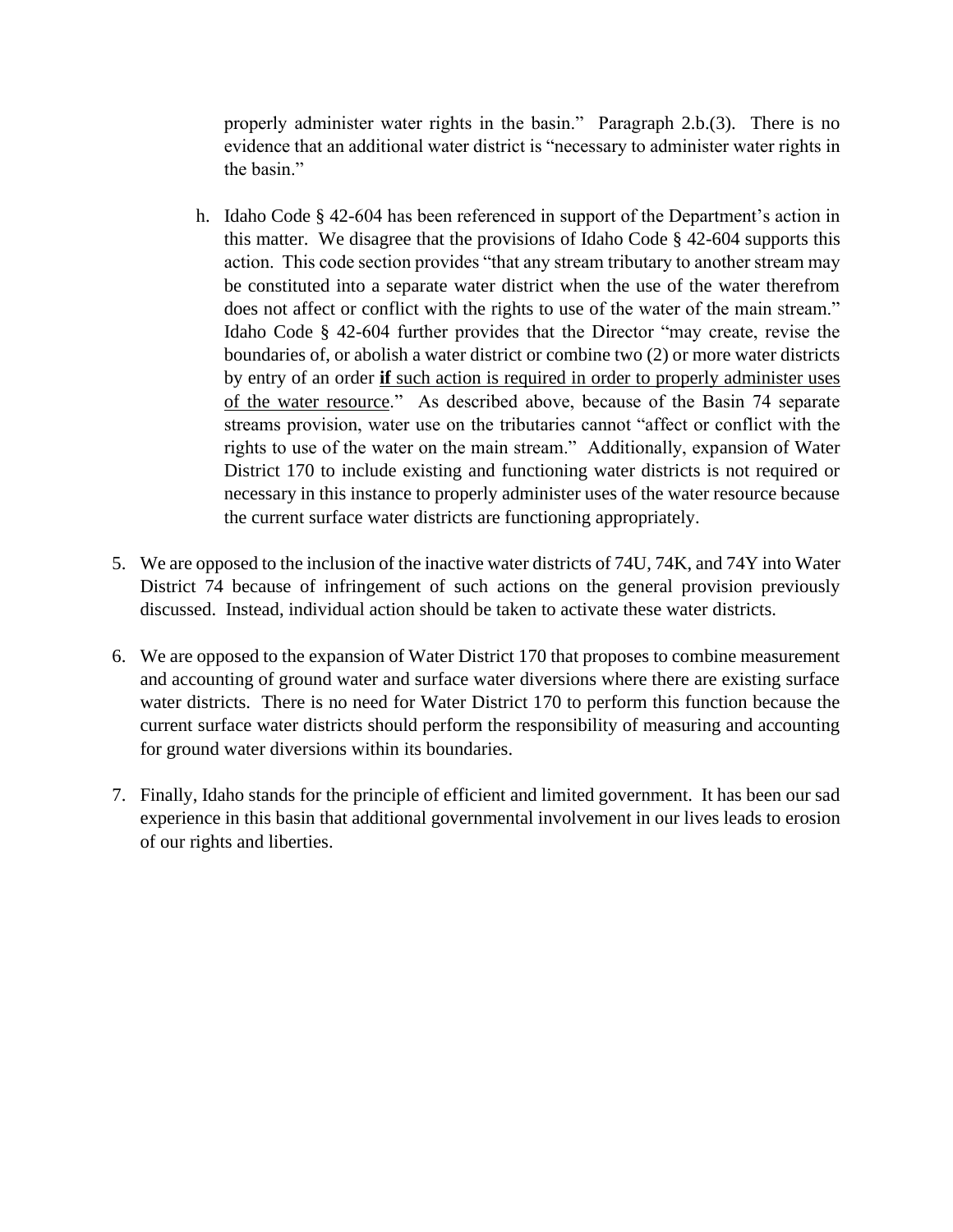properly administer water rights in the basin." Paragraph 2.b.(3). There is no evidence that an additional water district is "necessary to administer water rights in the basin."

   h. Idaho Code § 42-604 has been referenced in support of the Department's action in this matter. We disagree that the provisions of Idaho Code § 42-604 supports this action. This code section provides "that any stream tributary to another stream may be constituted into a separate water district when the use of the water therefrom does not affect or conflict with the rights to use of the water of the main stream." Idaho Code § 42-604 further provides that the Director "may create, revise the boundaries of, or abolish a water district or combine two (2) or more water districts by entry of an order <u>**if** such action is required in order to properly administer uses of the water resource</u>." As described above, because of the Basin 74 separate streams provision, water use on the tributaries cannot "affect or conflict with the rights to use of the water on the main stream." Additionally, expansion of Water District 170 to include existing and functioning water districts is not required or necessary in this instance to properly administer uses of the water resource because the current surface water districts are functioning appropriately.

5. We are opposed to the inclusion of the inactive water districts of 74U, 74K, and 74Y into Water District 74 because of infringement of such actions on the general provision previously discussed. Instead, individual action should be taken to activate these water districts.

6. We are opposed to the expansion of Water District 170 that proposes to combine measurement and accounting of ground water and surface water diversions where there are existing surface water districts. There is no need for Water District 170 to perform this function because the current surface water districts should perform the responsibility of measuring and accounting for ground water diversions within its boundaries.

7. Finally, Idaho stands for the principle of efficient and limited government. It has been our sad experience in this basin that additional governmental involvement in our lives leads to erosion of our rights and liberties.